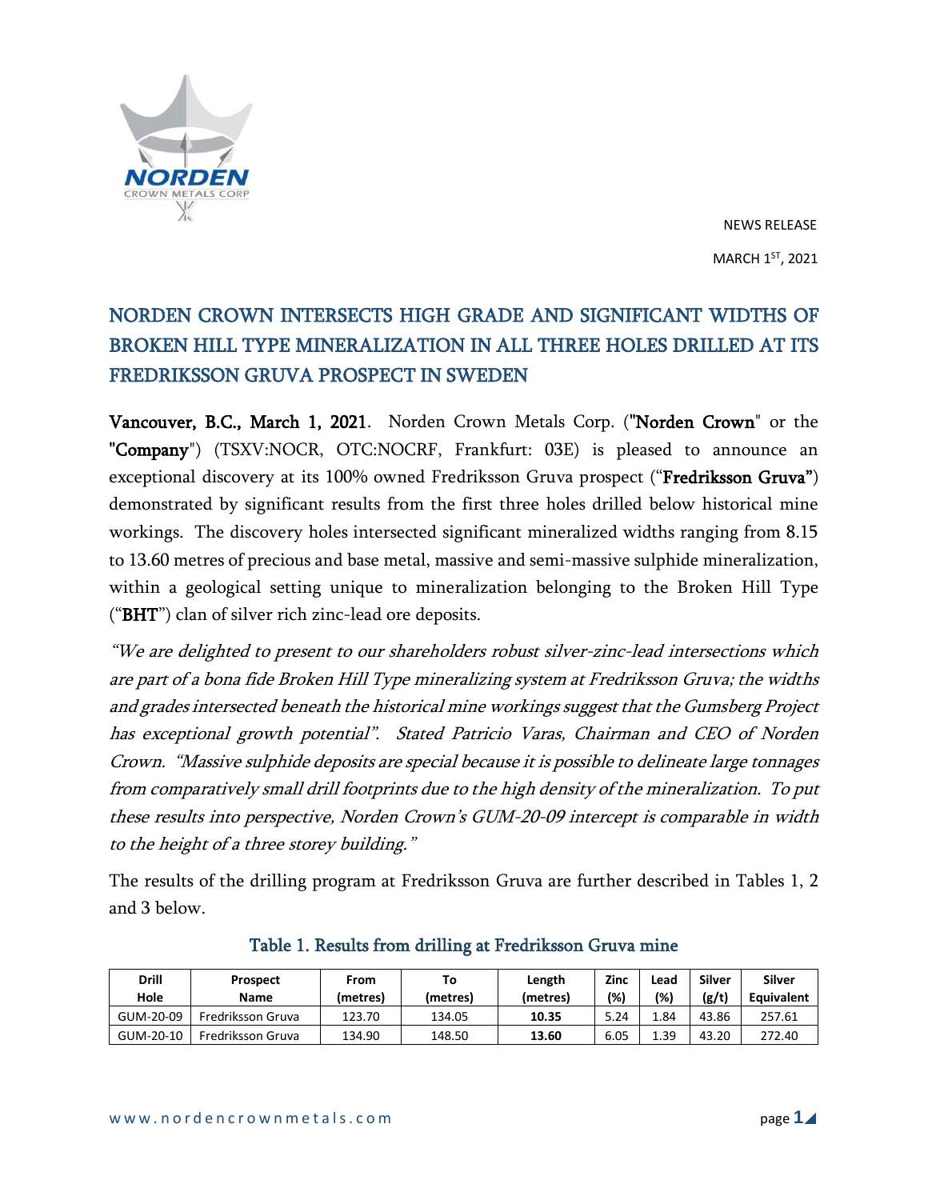NEWS RELEASE

MARCH 1ST, 2021

# NORDEN CROWN INTERSECTS HIGH GRADE AND SIGNIFICANT WIDTHS OF BROKEN HILL TYPE MINERALIZATION IN ALL THREE HOLES DRILLED AT ITS FREDRIKSSON GRUVA PROSPECT IN SWEDEN

**Vancouver, B.C., March 1, 2021**. Norden Crown Metals Corp. ("**Norden Crown**" or the "**Company**") (TSXV:NOCR, OTC:NOCRF, Frankfurt: 03E) is pleased to announce an exceptional discovery at its 100% owned Fredriksson Gruva prospect ("**Fredriksson Gruva**") demonstrated by significant results from the first three holes drilled below historical mine workings. The discovery holes intersected significant mineralized widths ranging from 8.15 to 13.60 metres of precious and base metal, massive and semi-massive sulphide mineralization, within a geological setting unique to mineralization belonging to the Broken Hill Type ("**BHT**") clan of silver rich zinc-lead ore deposits.

*"We are delighted to present to our shareholders robust silver-zinc-lead intersections which are part of a bona fide Broken Hill Type mineralizing system at Fredriksson Gruva; the widths and grades intersected beneath the historical mine workings suggest that the Gumsberg Project has exceptional growth potential". Stated Patricio Varas, Chairman and CEO of Norden Crown. "Massive sulphide deposits are special because it is possible to delineate large tonnages from comparatively small drill footprints due to the high density of the mineralization. To put these results into perspective, Norden Crown's GUM-20-09 intercept is comparable in width to the height of a three storey building."*

The results of the drilling program at Fredriksson Gruva are further described in Tables 1, 2 and 3 below.

## Table 1. Results from drilling at Fredriksson Gruva mine

| Drill Hole | Prospect Name | From (metres) | To (metres) | Length (metres) | Zinc (%) | Lead (%) | Silver (g/t) | Silver Equivalent |
|---|---|---|---|---|---|---|---|---|
| GUM-20-09 | Fredriksson Gruva | 123.70 | 134.05 | **10.35** | 5.24 | 1.84 | 43.86 | 257.61 |
| GUM-20-10 | Fredriksson Gruva | 134.90 | 148.50 | **13.60** | 6.05 | 1.39 | 43.20 | 272.40 |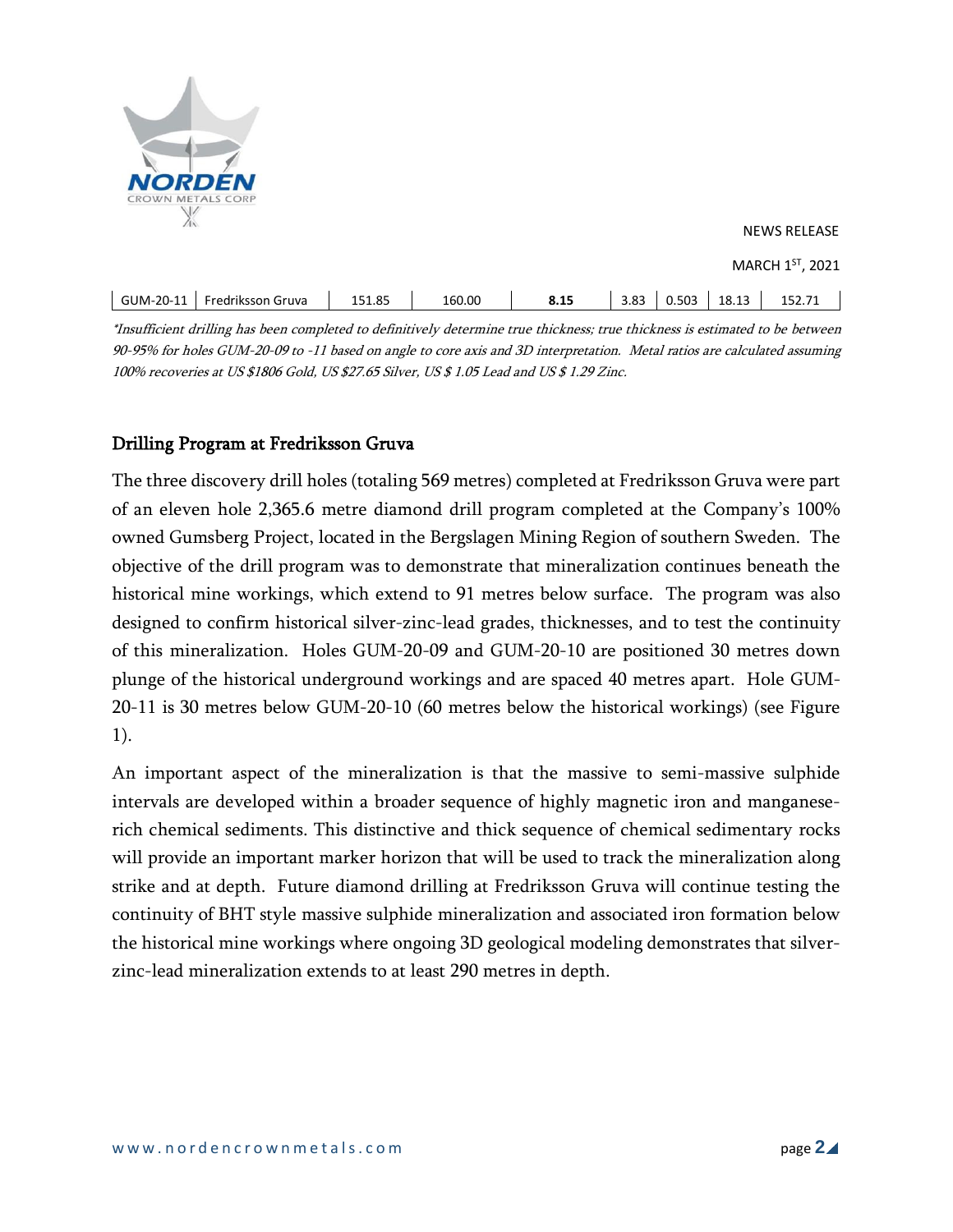| GUM-20-11 | Fredriksson Gruva | 151.85 | 160.00 | **8.15** | 3.83 | 0.503 | 18.13 | 152.71 |
|---|---|---|---|---|---|---|---|---|

*\*Insufficient drilling has been completed to definitively determine true thickness; true thickness is estimated to be between 90-95% for holes GUM-20-09 to -11 based on angle to core axis and 3D interpretation. Metal ratios are calculated assuming 100% recoveries at US $1806 Gold, US $27.65 Silver, US $ 1.05 Lead and US $ 1.29 Zinc.*

## Drilling Program at Fredriksson Gruva

The three discovery drill holes (totaling 569 metres) completed at Fredriksson Gruva were part of an eleven hole 2,365.6 metre diamond drill program completed at the Company's 100% owned Gumsberg Project, located in the Bergslagen Mining Region of southern Sweden. The objective of the drill program was to demonstrate that mineralization continues beneath the historical mine workings, which extend to 91 metres below surface. The program was also designed to confirm historical silver-zinc-lead grades, thicknesses, and to test the continuity of this mineralization. Holes GUM-20-09 and GUM-20-10 are positioned 30 metres down plunge of the historical underground workings and are spaced 40 metres apart. Hole GUM-20-11 is 30 metres below GUM-20-10 (60 metres below the historical workings) (see Figure 1).

An important aspect of the mineralization is that the massive to semi-massive sulphide intervals are developed within a broader sequence of highly magnetic iron and manganese-rich chemical sediments. This distinctive and thick sequence of chemical sedimentary rocks will provide an important marker horizon that will be used to track the mineralization along strike and at depth. Future diamond drilling at Fredriksson Gruva will continue testing the continuity of BHT style massive sulphide mineralization and associated iron formation below the historical mine workings where ongoing 3D geological modeling demonstrates that silver-zinc-lead mineralization extends to at least 290 metres in depth.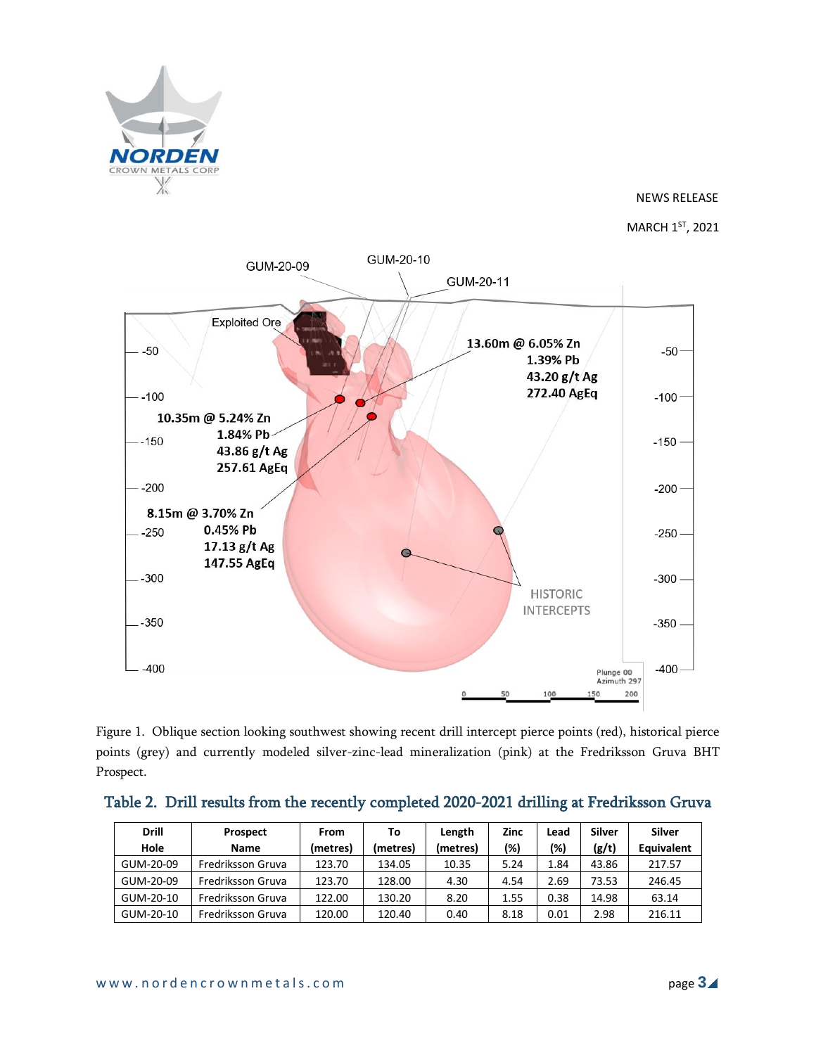Figure 1. Oblique section looking southwest showing recent drill intercept pierce points (red), historical pierce points (grey) and currently modeled silver-zinc-lead mineralization (pink) at the Fredriksson Gruva BHT Prospect.

## Table 2. Drill results from the recently completed 2020-2021 drilling at Fredriksson Gruva

| Drill Hole | Prospect Name | From (metres) | To (metres) | Length (metres) | Zinc (%) | Lead (%) | Silver (g/t) | Silver Equivalent |
|---|---|---|---|---|---|---|---|---|
| GUM-20-09 | Fredriksson Gruva | 123.70 | 134.05 | 10.35 | 5.24 | 1.84 | 43.86 | 217.57 |
| GUM-20-09 | Fredriksson Gruva | 123.70 | 128.00 | 4.30 | 4.54 | 2.69 | 73.53 | 246.45 |
| GUM-20-10 | Fredriksson Gruva | 122.00 | 130.20 | 8.20 | 1.55 | 0.38 | 14.98 | 63.14 |
| GUM-20-10 | Fredriksson Gruva | 120.00 | 120.40 | 0.40 | 8.18 | 0.01 | 2.98 | 216.11 |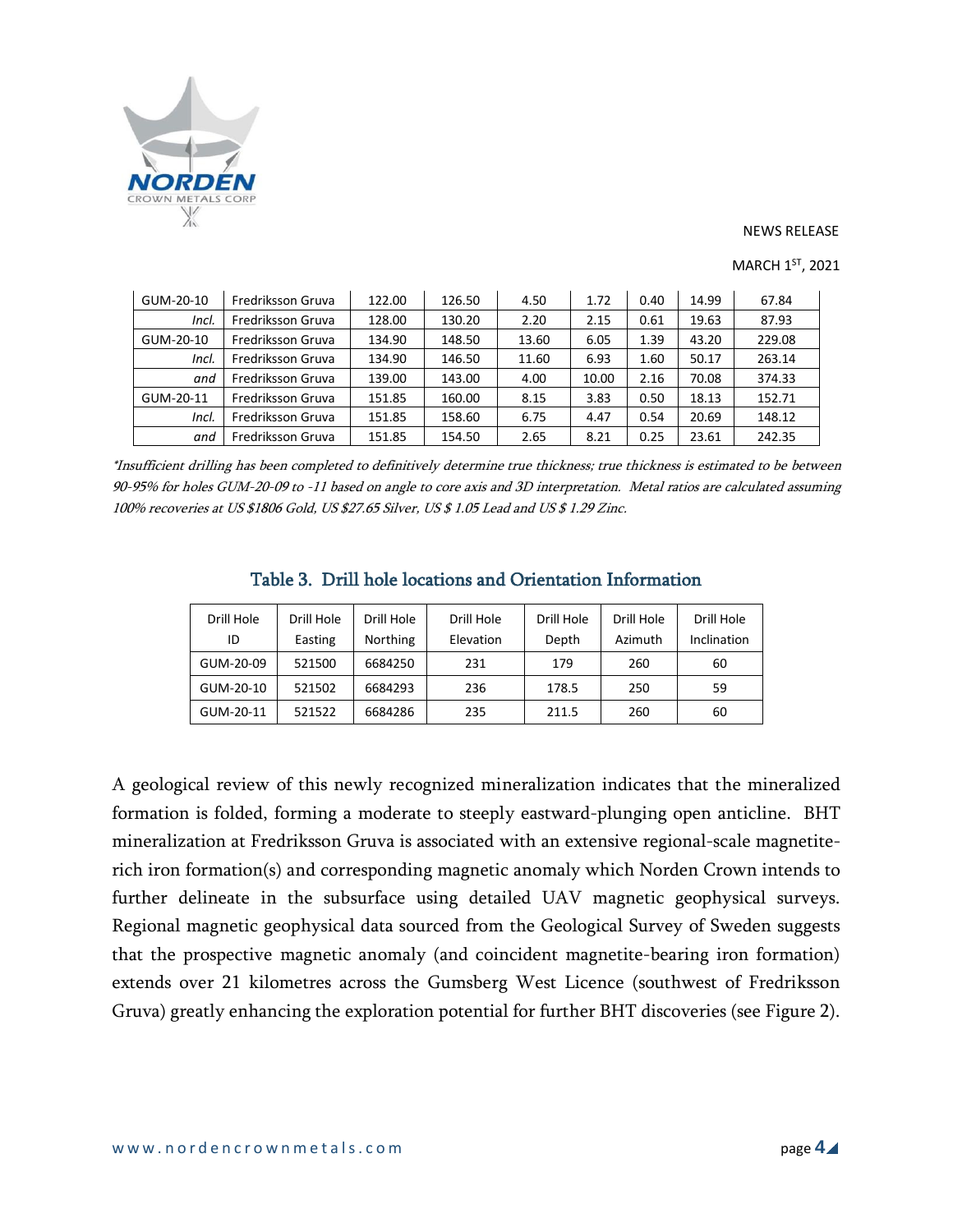| GUM-20-10 | Fredriksson Gruva | 122.00 | 126.50 | 4.50 | 1.72 | 0.40 | 14.99 | 67.84 |
|---|---|---|---|---|---|---|---|---|
| *Incl.* | Fredriksson Gruva | 128.00 | 130.20 | 2.20 | 2.15 | 0.61 | 19.63 | 87.93 |
| GUM-20-10 | Fredriksson Gruva | 134.90 | 148.50 | 13.60 | 6.05 | 1.39 | 43.20 | 229.08 |
| *Incl.* | Fredriksson Gruva | 134.90 | 146.50 | 11.60 | 6.93 | 1.60 | 50.17 | 263.14 |
| *and* | Fredriksson Gruva | 139.00 | 143.00 | 4.00 | 10.00 | 2.16 | 70.08 | 374.33 |
| GUM-20-11 | Fredriksson Gruva | 151.85 | 160.00 | 8.15 | 3.83 | 0.50 | 18.13 | 152.71 |
| *Incl.* | Fredriksson Gruva | 151.85 | 158.60 | 6.75 | 4.47 | 0.54 | 20.69 | 148.12 |
| *and* | Fredriksson Gruva | 151.85 | 154.50 | 2.65 | 8.21 | 0.25 | 23.61 | 242.35 |

*\*Insufficient drilling has been completed to definitively determine true thickness; true thickness is estimated to be between 90-95% for holes GUM-20-09 to -11 based on angle to core axis and 3D interpretation. Metal ratios are calculated assuming 100% recoveries at US $1806 Gold, US $27.65 Silver, US $ 1.05 Lead and US $ 1.29 Zinc.*

## Table 3. Drill hole locations and Orientation Information

| Drill Hole ID | Drill Hole Easting | Drill Hole Northing | Drill Hole Elevation | Drill Hole Depth | Drill Hole Azimuth | Drill Hole Inclination |
|---|---|---|---|---|---|---|
| GUM-20-09 | 521500 | 6684250 | 231 | 179 | 260 | 60 |
| GUM-20-10 | 521502 | 6684293 | 236 | 178.5 | 250 | 59 |
| GUM-20-11 | 521522 | 6684286 | 235 | 211.5 | 260 | 60 |

A geological review of this newly recognized mineralization indicates that the mineralized formation is folded, forming a moderate to steeply eastward-plunging open anticline. BHT mineralization at Fredriksson Gruva is associated with an extensive regional-scale magnetite-rich iron formation(s) and corresponding magnetic anomaly which Norden Crown intends to further delineate in the subsurface using detailed UAV magnetic geophysical surveys. Regional magnetic geophysical data sourced from the Geological Survey of Sweden suggests that the prospective magnetic anomaly (and coincident magnetite-bearing iron formation) extends over 21 kilometres across the Gumsberg West Licence (southwest of Fredriksson Gruva) greatly enhancing the exploration potential for further BHT discoveries (see Figure 2).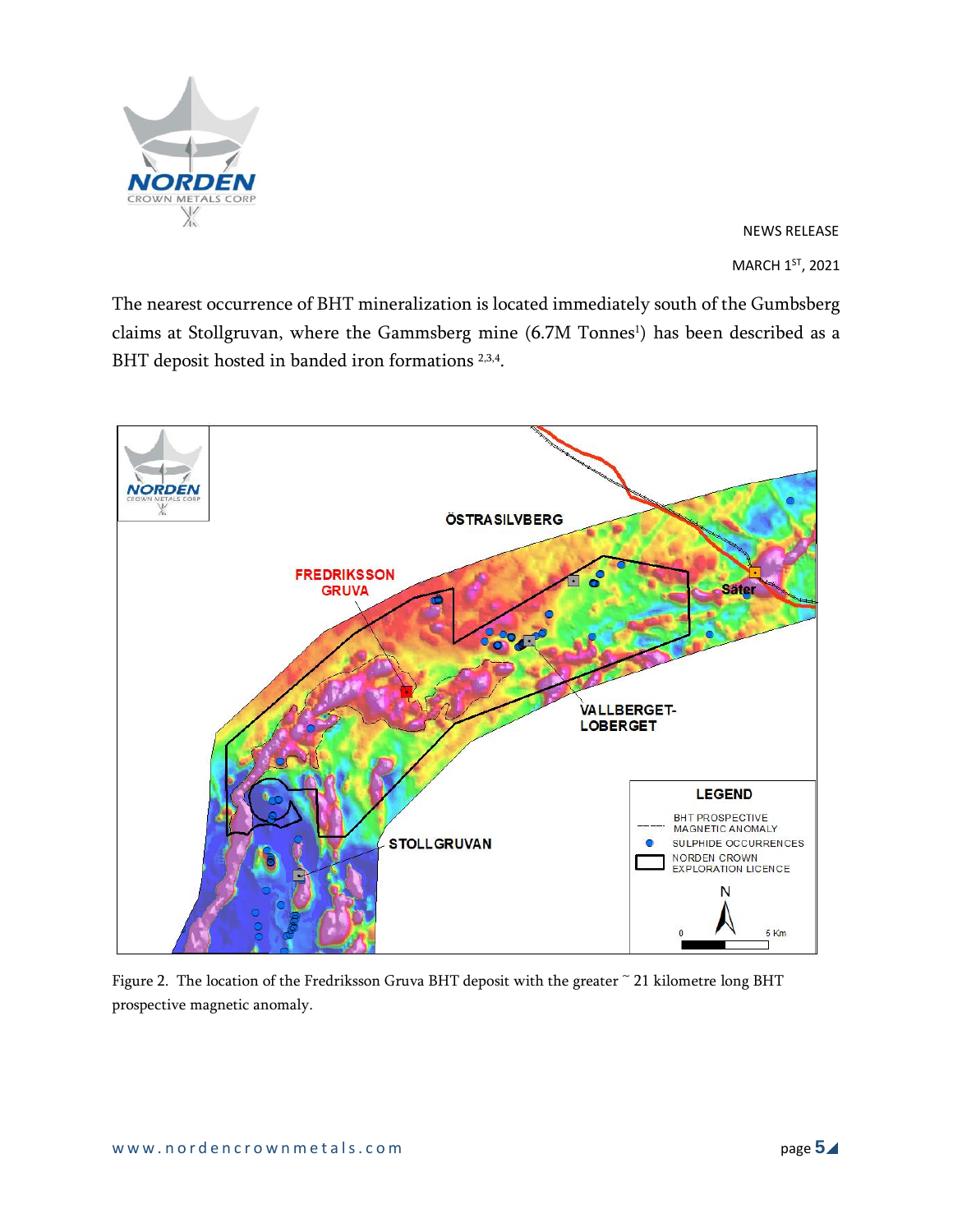The nearest occurrence of BHT mineralization is located immediately south of the Gumbsberg claims at Stollgruvan, where the Gammsberg mine (6.7M Tonnes[1]) has been described as a BHT deposit hosted in banded iron formations [2,3,4].

Figure 2. The location of the Fredriksson Gruva BHT deposit with the greater ~ 21 kilometre long BHT prospective magnetic anomaly.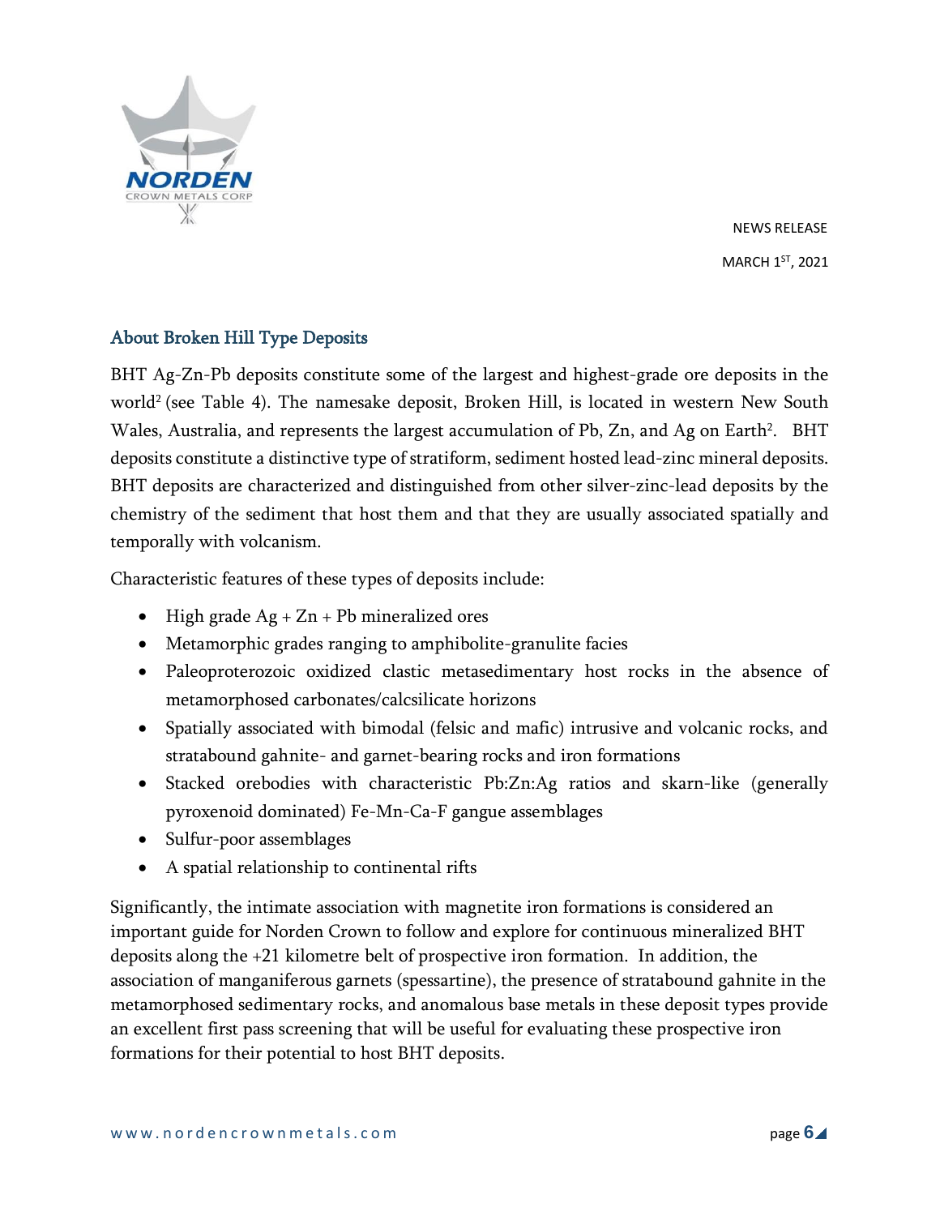## About Broken Hill Type Deposits

BHT Ag-Zn-Pb deposits constitute some of the largest and highest-grade ore deposits in the world[2] (see Table 4). The namesake deposit, Broken Hill, is located in western New South Wales, Australia, and represents the largest accumulation of Pb, Zn, and Ag on Earth[2]. BHT deposits constitute a distinctive type of stratiform, sediment hosted lead-zinc mineral deposits. BHT deposits are characterized and distinguished from other silver-zinc-lead deposits by the chemistry of the sediment that host them and that they are usually associated spatially and temporally with volcanism.

Characteristic features of these types of deposits include:

- High grade Ag + Zn + Pb mineralized ores
- Metamorphic grades ranging to amphibolite-granulite facies
- Paleoproterozoic oxidized clastic metasedimentary host rocks in the absence of metamorphosed carbonates/calcsilicate horizons
- Spatially associated with bimodal (felsic and mafic) intrusive and volcanic rocks, and stratabound gahnite- and garnet-bearing rocks and iron formations
- Stacked orebodies with characteristic Pb:Zn:Ag ratios and skarn-like (generally pyroxenoid dominated) Fe-Mn-Ca-F gangue assemblages
- Sulfur-poor assemblages
- A spatial relationship to continental rifts

Significantly, the intimate association with magnetite iron formations is considered an important guide for Norden Crown to follow and explore for continuous mineralized BHT deposits along the +21 kilometre belt of prospective iron formation. In addition, the association of manganiferous garnets (spessartine), the presence of stratabound gahnite in the metamorphosed sedimentary rocks, and anomalous base metals in these deposit types provide an excellent first pass screening that will be useful for evaluating these prospective iron formations for their potential to host BHT deposits.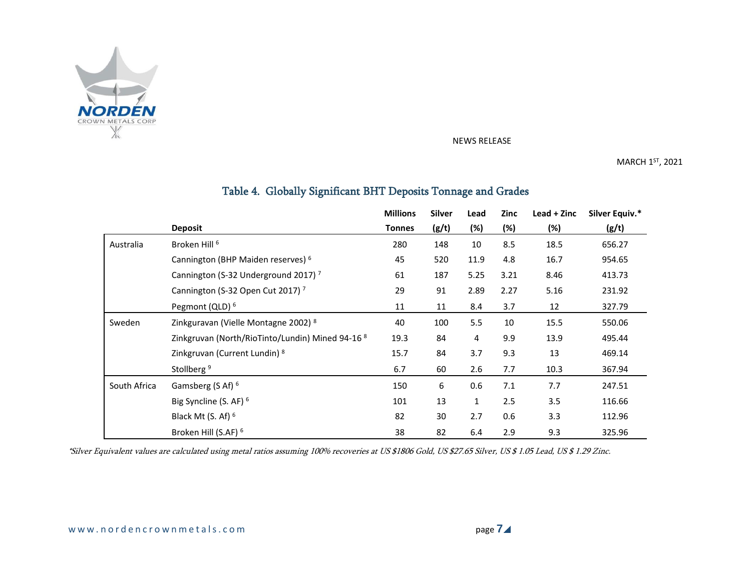NEWS RELEASE

MARCH 1ST, 2021

### Table 4. Globally Significant BHT Deposits Tonnage and Grades

| | Deposit | Millions Tonnes | Silver (g/t) | Lead (%) | Zinc (%) | Lead + Zinc (%) | Silver Equiv.* (g/t) |
|---|---|---|---|---|---|---|---|
| Australia | Broken Hill [6] | 280 | 148 | 10 | 8.5 | 18.5 | 656.27 |
| | Cannington (BHP Maiden reserves) [6] | 45 | 520 | 11.9 | 4.8 | 16.7 | 954.65 |
| | Cannington (S-32 Underground 2017) [7] | 61 | 187 | 5.25 | 3.21 | 8.46 | 413.73 |
| | Cannington (S-32 Open Cut 2017) [7] | 29 | 91 | 2.89 | 2.27 | 5.16 | 231.92 |
| | Pegmont (QLD) [6] | 11 | 11 | 8.4 | 3.7 | 12 | 327.79 |
| Sweden | Zinkguravan (Vielle Montagne 2002) [8] | 40 | 100 | 5.5 | 10 | 15.5 | 550.06 |
| | Zinkgruvan (North/RioTinto/Lundin) Mined 94-16 [8] | 19.3 | 84 | 4 | 9.9 | 13.9 | 495.44 |
| | Zinkgruvan (Current Lundin) [8] | 15.7 | 84 | 3.7 | 9.3 | 13 | 469.14 |
| | Stollberg [9] | 6.7 | 60 | 2.6 | 7.7 | 10.3 | 367.94 |
| South Africa | Gamsberg (S Af) [6] | 150 | 6 | 0.6 | 7.1 | 7.7 | 247.51 |
| | Big Syncline (S. AF) [6] | 101 | 13 | 1 | 2.5 | 3.5 | 116.66 |
| | Black Mt (S. Af) [6] | 82 | 30 | 2.7 | 0.6 | 3.3 | 112.96 |
| | Broken Hill (S.AF) [6] | 38 | 82 | 6.4 | 2.9 | 9.3 | 325.96 |

*\*Silver Equivalent values are calculated using metal ratios assuming 100% recoveries at US $1806 Gold, US $27.65 Silver, US $ 1.05 Lead, US $ 1.29 Zinc.*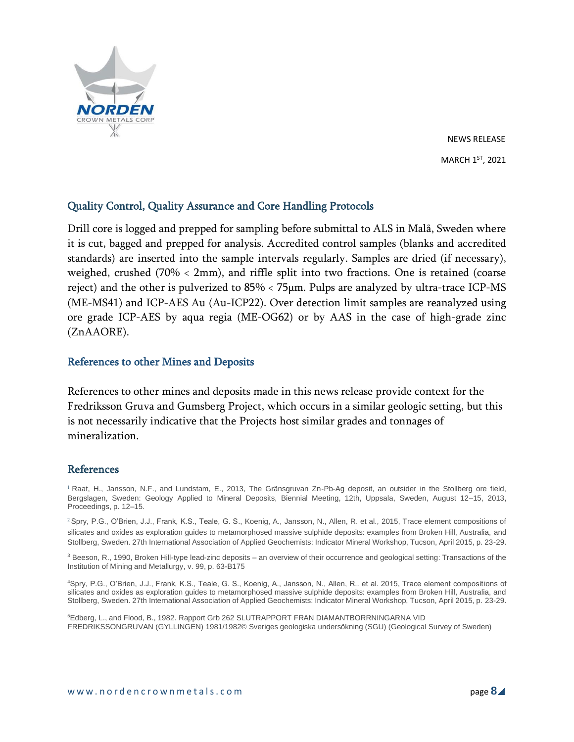NEWS RELEASE

MARCH 1ST, 2021

## Quality Control, Quality Assurance and Core Handling Protocols

Drill core is logged and prepped for sampling before submittal to ALS in Malå, Sweden where it is cut, bagged and prepped for analysis. Accredited control samples (blanks and accredited standards) are inserted into the sample intervals regularly. Samples are dried (if necessary), weighed, crushed (70% < 2mm), and riffle split into two fractions. One is retained (coarse reject) and the other is pulverized to 85% < 75µm. Pulps are analyzed by ultra-trace ICP-MS (ME-MS41) and ICP-AES Au (Au-ICP22). Over detection limit samples are reanalyzed using ore grade ICP-AES by aqua regia (ME-OG62) or by AAS in the case of high-grade zinc (ZnAAORE).

## References to other Mines and Deposits

References to other mines and deposits made in this news release provide context for the Fredriksson Gruva and Gumsberg Project, which occurs in a similar geologic setting, but this is not necessarily indicative that the Projects host similar grades and tonnages of mineralization.

## References

[1] Raat, H., Jansson, N.F., and Lundstam, E., 2013, The Gränsgruvan Zn-Pb-Ag deposit, an outsider in the Stollberg ore field, Bergslagen, Sweden: Geology Applied to Mineral Deposits, Biennial Meeting, 12th, Uppsala, Sweden, August 12–15, 2013, Proceedings, p. 12–15.

[2] Spry, P.G., O'Brien, J.J., Frank, K.S., Teale, G. S., Koenig, A., Jansson, N., Allen, R. et al., 2015, Trace element compositions of silicates and oxides as exploration guides to metamorphosed massive sulphide deposits: examples from Broken Hill, Australia, and Stollberg, Sweden. 27th International Association of Applied Geochemists: Indicator Mineral Workshop, Tucson, April 2015, p. 23-29.

[3] Beeson, R., 1990, Broken Hill-type lead-zinc deposits – an overview of their occurrence and geological setting: Transactions of the Institution of Mining and Metallurgy, v. 99, p. 63-B175

[4] Spry, P.G., O'Brien, J.J., Frank, K.S., Teale, G. S., Koenig, A., Jansson, N., Allen, R.. et al. 2015, Trace element compositions of silicates and oxides as exploration guides to metamorphosed massive sulphide deposits: examples from Broken Hill, Australia, and Stollberg, Sweden. 27th International Association of Applied Geochemists: Indicator Mineral Workshop, Tucson, April 2015, p. 23-29.

[5] Edberg, L., and Flood, B., 1982. Rapport Grb 262 SLUTRAPPORT FRAN DIAMANTBORRNINGARNA VID FREDRIKSSONGRUVAN (GYLLINGEN) 1981/1982© Sveriges geologiska undersökning (SGU) (Geological Survey of Sweden)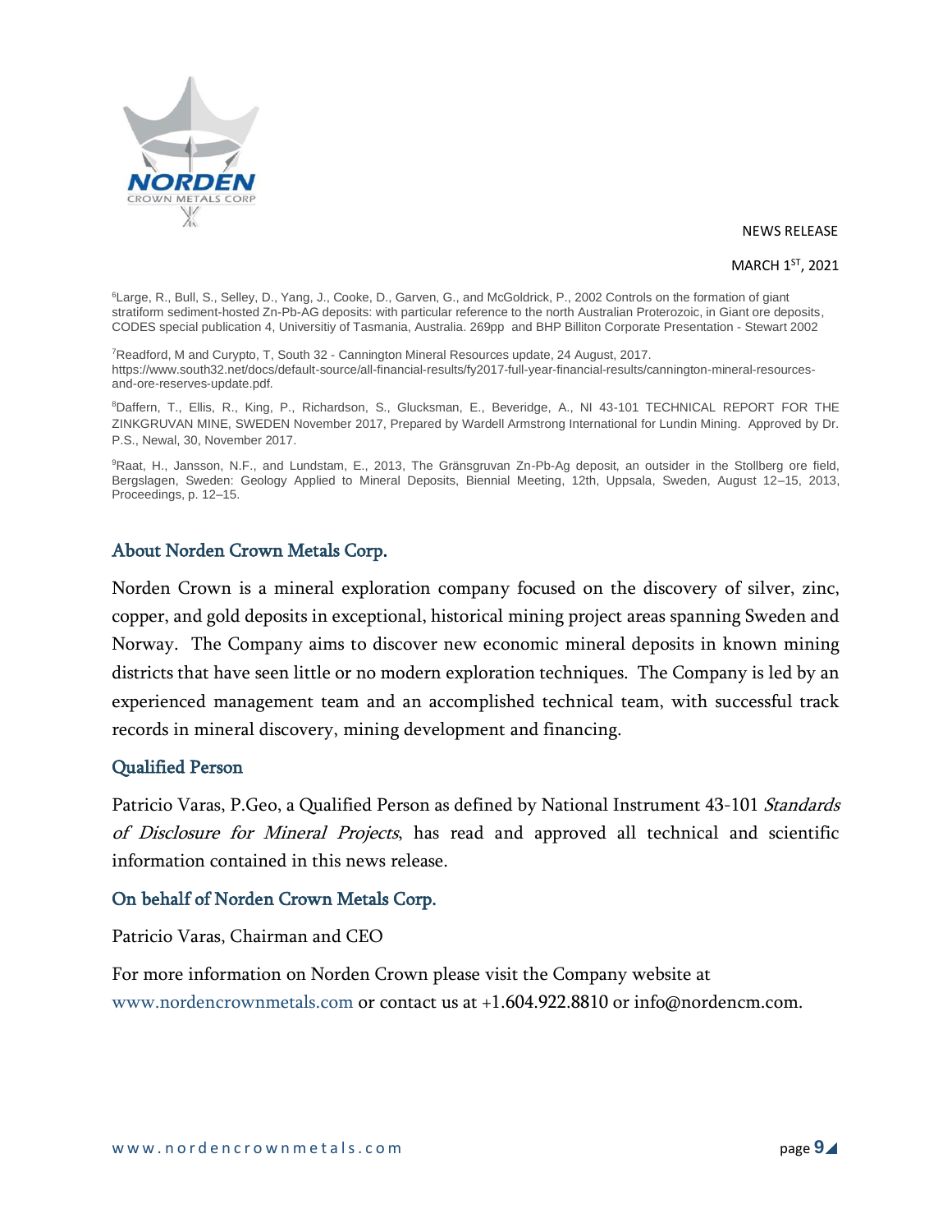NEWS RELEASE

MARCH 1ST, 2021

[6]Large, R., Bull, S., Selley, D., Yang, J., Cooke, D., Garven, G., and McGoldrick, P., 2002 Controls on the formation of giant stratiform sediment-hosted Zn-Pb-AG deposits: with particular reference to the north Australian Proterozoic, in Giant ore deposits, CODES special publication 4, Universitiy of Tasmania, Australia. 269pp and BHP Billiton Corporate Presentation - Stewart 2002

[7]Readford, M and Curypto, T, South 32 - Cannington Mineral Resources update, 24 August, 2017. https://www.south32.net/docs/default-source/all-financial-results/fy2017-full-year-financial-results/cannington-mineral-resources-and-ore-reserves-update.pdf.

[8]Daffern, T., Ellis, R., King, P., Richardson, S., Glucksman, E., Beveridge, A., NI 43-101 TECHNICAL REPORT FOR THE ZINKGRUVAN MINE, SWEDEN November 2017, Prepared by Wardell Armstrong International for Lundin Mining. Approved by Dr. P.S., Newal, 30, November 2017.

[9]Raat, H., Jansson, N.F., and Lundstam, E., 2013, The Gränsgruvan Zn-Pb-Ag deposit, an outsider in the Stollberg ore field, Bergslagen, Sweden: Geology Applied to Mineral Deposits, Biennial Meeting, 12th, Uppsala, Sweden, August 12–15, 2013, Proceedings, p. 12–15.

## About Norden Crown Metals Corp.

Norden Crown is a mineral exploration company focused on the discovery of silver, zinc, copper, and gold deposits in exceptional, historical mining project areas spanning Sweden and Norway. The Company aims to discover new economic mineral deposits in known mining districts that have seen little or no modern exploration techniques. The Company is led by an experienced management team and an accomplished technical team, with successful track records in mineral discovery, mining development and financing.

## Qualified Person

Patricio Varas, P.Geo, a Qualified Person as defined by National Instrument 43-101 *Standards of Disclosure for Mineral Projects*, has read and approved all technical and scientific information contained in this news release.

## On behalf of Norden Crown Metals Corp.

Patricio Varas, Chairman and CEO

For more information on Norden Crown please visit the Company website at www.nordencrownmetals.com or contact us at +1.604.922.8810 or info@nordencm.com.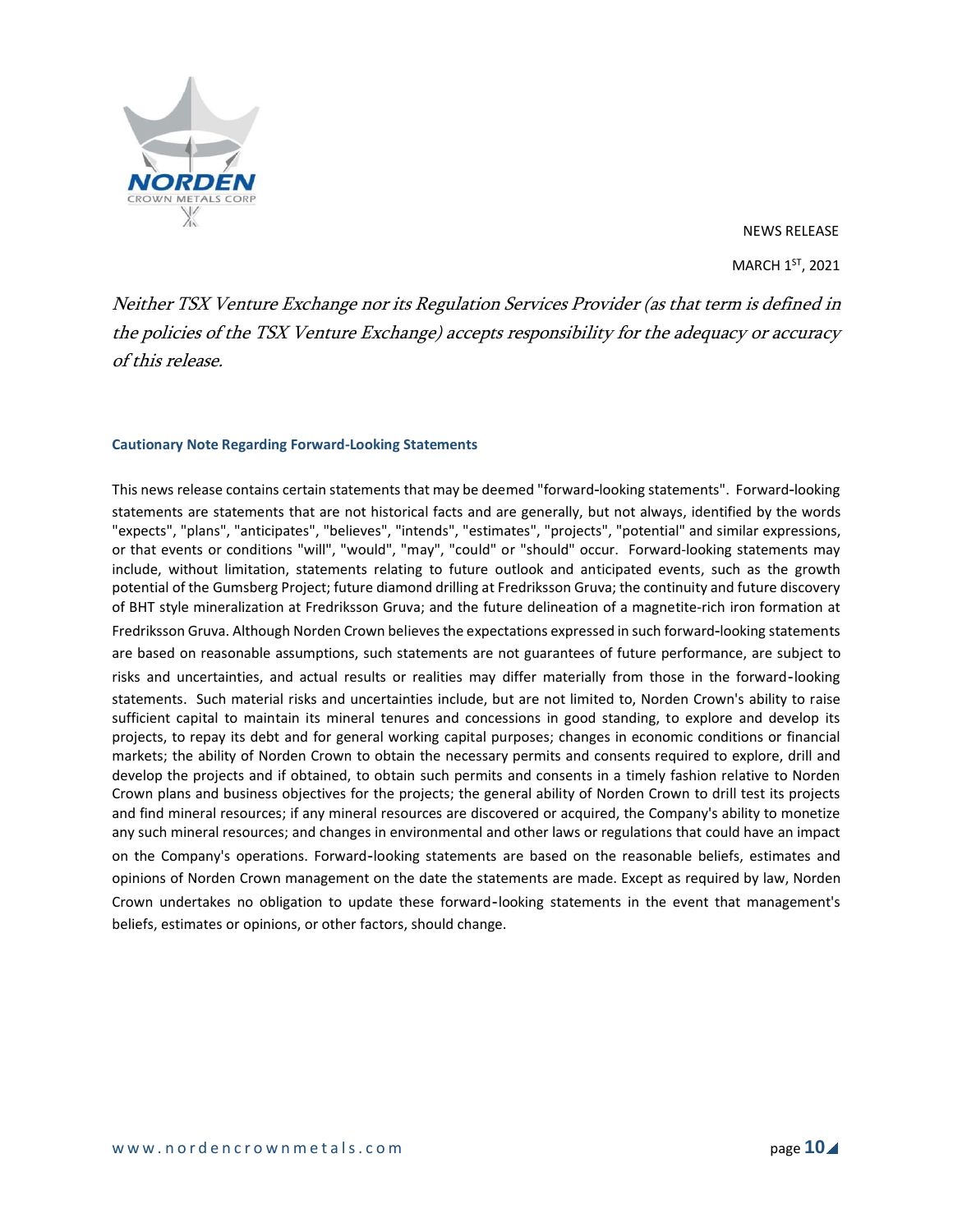NEWS RELEASE

MARCH 1ST, 2021

*Neither TSX Venture Exchange nor its Regulation Services Provider (as that term is defined in the policies of the TSX Venture Exchange) accepts responsibility for the adequacy or accuracy of this release.*

### Cautionary Note Regarding Forward-Looking Statements

This news release contains certain statements that may be deemed "forward-looking statements". Forward-looking statements are statements that are not historical facts and are generally, but not always, identified by the words "expects", "plans", "anticipates", "believes", "intends", "estimates", "projects", "potential" and similar expressions, or that events or conditions "will", "would", "may", "could" or "should" occur. Forward-looking statements may include, without limitation, statements relating to future outlook and anticipated events, such as the growth potential of the Gumsberg Project; future diamond drilling at Fredriksson Gruva; the continuity and future discovery of BHT style mineralization at Fredriksson Gruva; and the future delineation of a magnetite-rich iron formation at Fredriksson Gruva. Although Norden Crown believes the expectations expressed in such forward-looking statements are based on reasonable assumptions, such statements are not guarantees of future performance, are subject to risks and uncertainties, and actual results or realities may differ materially from those in the forward-looking statements. Such material risks and uncertainties include, but are not limited to, Norden Crown's ability to raise sufficient capital to maintain its mineral tenures and concessions in good standing, to explore and develop its projects, to repay its debt and for general working capital purposes; changes in economic conditions or financial markets; the ability of Norden Crown to obtain the necessary permits and consents required to explore, drill and develop the projects and if obtained, to obtain such permits and consents in a timely fashion relative to Norden Crown plans and business objectives for the projects; the general ability of Norden Crown to drill test its projects and find mineral resources; if any mineral resources are discovered or acquired, the Company's ability to monetize any such mineral resources; and changes in environmental and other laws or regulations that could have an impact on the Company's operations. Forward-looking statements are based on the reasonable beliefs, estimates and opinions of Norden Crown management on the date the statements are made. Except as required by law, Norden Crown undertakes no obligation to update these forward-looking statements in the event that management's beliefs, estimates or opinions, or other factors, should change.